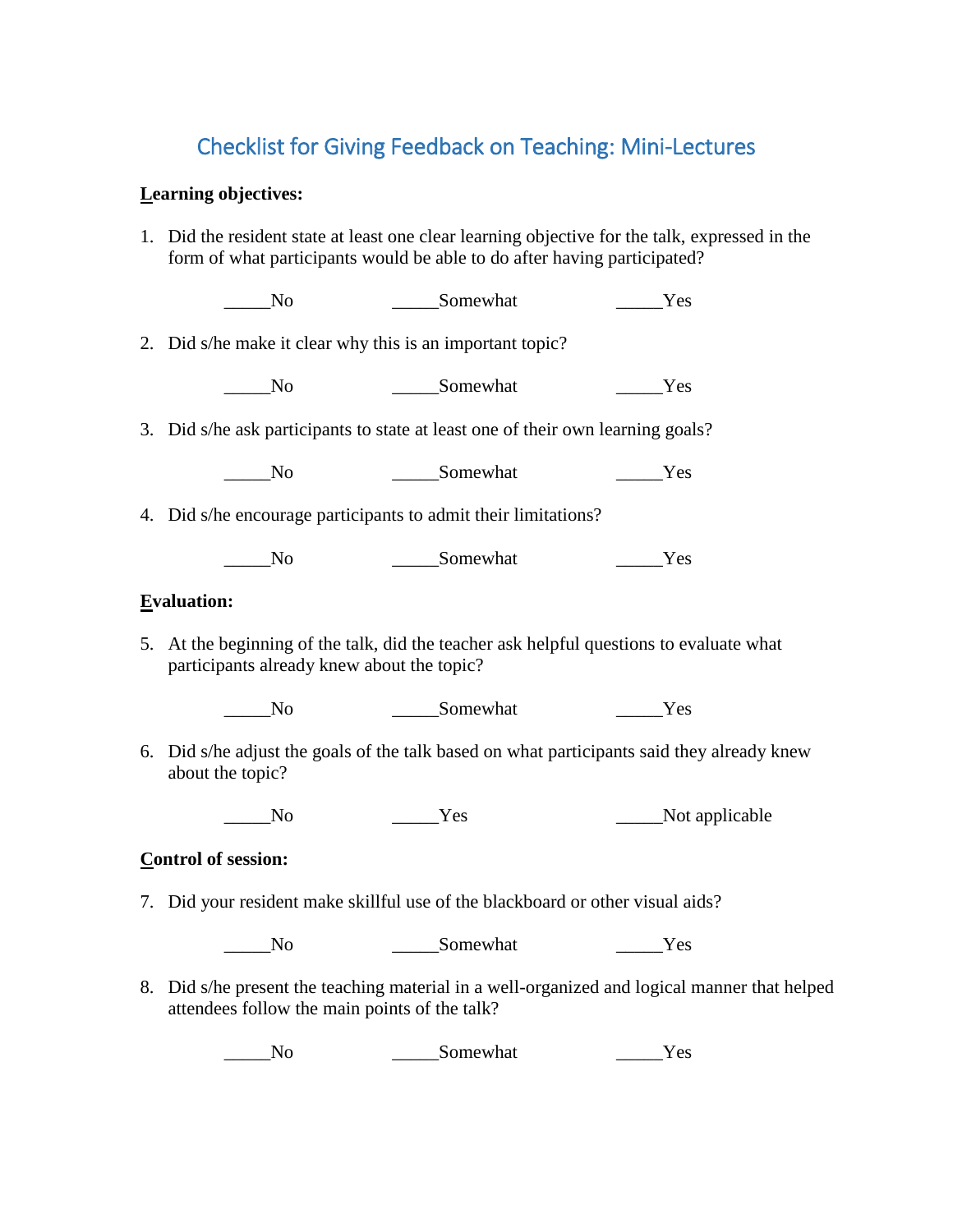# Checklist for Giving Feedback on Teaching: Mini-Lectures

**Learning objectives:**

1. Did the resident state at least one clear learning objective for the talk, expressed in the form of what participants would be able to do after having participated?

   _____No _____Somewhat _____Yes

2. Did s/he make it clear why this is an important topic?

   _____No _____Somewhat _____Yes

3. Did s/he ask participants to state at least one of their own learning goals?

   _____No _____Somewhat _____Yes

4. Did s/he encourage participants to admit their limitations?

   _____No _____Somewhat _____Yes

**Evaluation:**

5. At the beginning of the talk, did the teacher ask helpful questions to evaluate what participants already knew about the topic?

   _____No _____Somewhat _____Yes

6. Did s/he adjust the goals of the talk based on what participants said they already knew about the topic?

   _____No _____Yes _____Not applicable

**Control of session:**

7. Did your resident make skillful use of the blackboard or other visual aids?

   _____No _____Somewhat _____Yes

8. Did s/he present the teaching material in a well-organized and logical manner that helped attendees follow the main points of the talk?

   _____No _____Somewhat _____Yes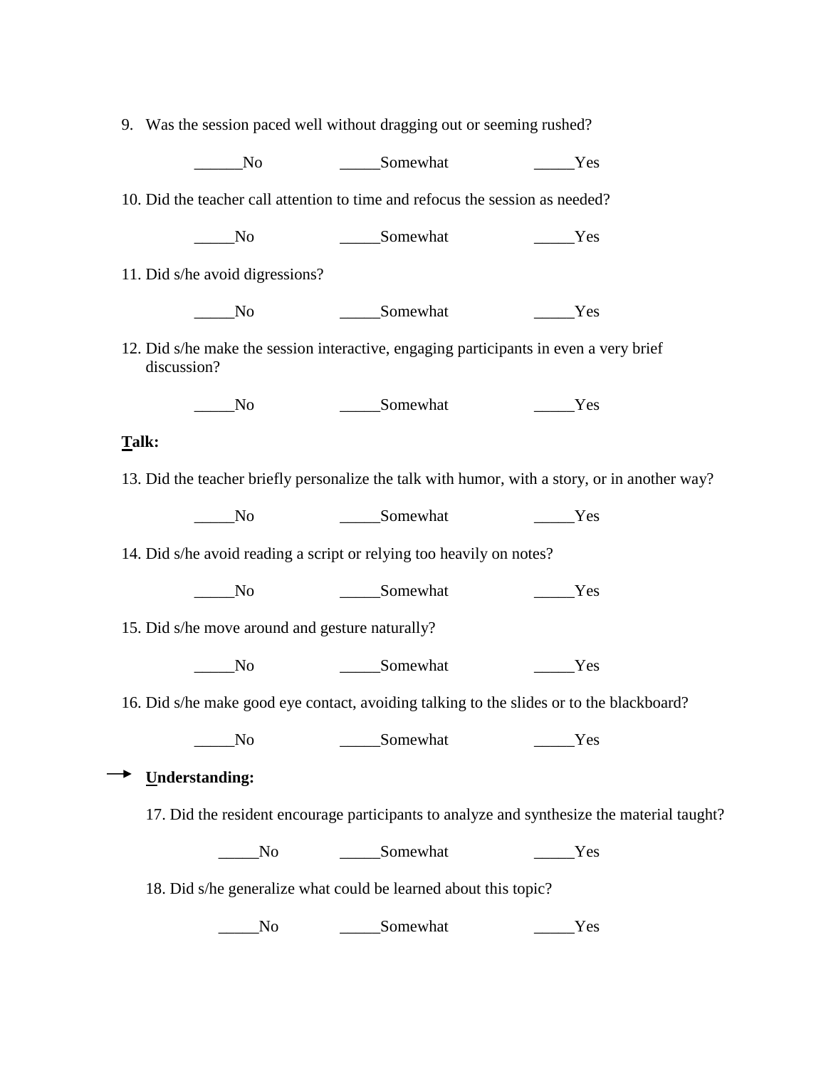9. Was the session paced well without dragging out or seeming rushed?

   ______No &nbsp;&nbsp;&nbsp;&nbsp;&nbsp;&nbsp;&nbsp;&nbsp; _____Somewhat &nbsp;&nbsp;&nbsp;&nbsp;&nbsp;&nbsp;&nbsp;&nbsp; _____Yes

10. Did the teacher call attention to time and refocus the session as needed?

    _____No &nbsp;&nbsp;&nbsp;&nbsp;&nbsp;&nbsp;&nbsp;&nbsp; _____Somewhat &nbsp;&nbsp;&nbsp;&nbsp;&nbsp;&nbsp;&nbsp;&nbsp; _____Yes

11. Did s/he avoid digressions?

    _____No &nbsp;&nbsp;&nbsp;&nbsp;&nbsp;&nbsp;&nbsp;&nbsp; _____Somewhat &nbsp;&nbsp;&nbsp;&nbsp;&nbsp;&nbsp;&nbsp;&nbsp; _____Yes

12. Did s/he make the session interactive, engaging participants in even a very brief discussion?

    _____No &nbsp;&nbsp;&nbsp;&nbsp;&nbsp;&nbsp;&nbsp;&nbsp; _____Somewhat &nbsp;&nbsp;&nbsp;&nbsp;&nbsp;&nbsp;&nbsp;&nbsp; _____Yes

**<u>T</u>alk:**

13. Did the teacher briefly personalize the talk with humor, with a story, or in another way?

    _____No &nbsp;&nbsp;&nbsp;&nbsp;&nbsp;&nbsp;&nbsp;&nbsp; _____Somewhat &nbsp;&nbsp;&nbsp;&nbsp;&nbsp;&nbsp;&nbsp;&nbsp; _____Yes

14. Did s/he avoid reading a script or relying too heavily on notes?

    _____No &nbsp;&nbsp;&nbsp;&nbsp;&nbsp;&nbsp;&nbsp;&nbsp; _____Somewhat &nbsp;&nbsp;&nbsp;&nbsp;&nbsp;&nbsp;&nbsp;&nbsp; _____Yes

15. Did s/he move around and gesture naturally?

    _____No &nbsp;&nbsp;&nbsp;&nbsp;&nbsp;&nbsp;&nbsp;&nbsp; _____Somewhat &nbsp;&nbsp;&nbsp;&nbsp;&nbsp;&nbsp;&nbsp;&nbsp; _____Yes

16. Did s/he make good eye contact, avoiding talking to the slides or to the blackboard?

    _____No &nbsp;&nbsp;&nbsp;&nbsp;&nbsp;&nbsp;&nbsp;&nbsp; _____Somewhat &nbsp;&nbsp;&nbsp;&nbsp;&nbsp;&nbsp;&nbsp;&nbsp; _____Yes

→ **<u>U</u>nderstanding:**

17. Did the resident encourage participants to analyze and synthesize the material taught?

    _____No &nbsp;&nbsp;&nbsp;&nbsp;&nbsp;&nbsp;&nbsp;&nbsp; _____Somewhat &nbsp;&nbsp;&nbsp;&nbsp;&nbsp;&nbsp;&nbsp;&nbsp; _____Yes

18. Did s/he generalize what could be learned about this topic?

    _____No &nbsp;&nbsp;&nbsp;&nbsp;&nbsp;&nbsp;&nbsp;&nbsp; _____Somewhat &nbsp;&nbsp;&nbsp;&nbsp;&nbsp;&nbsp;&nbsp;&nbsp; _____Yes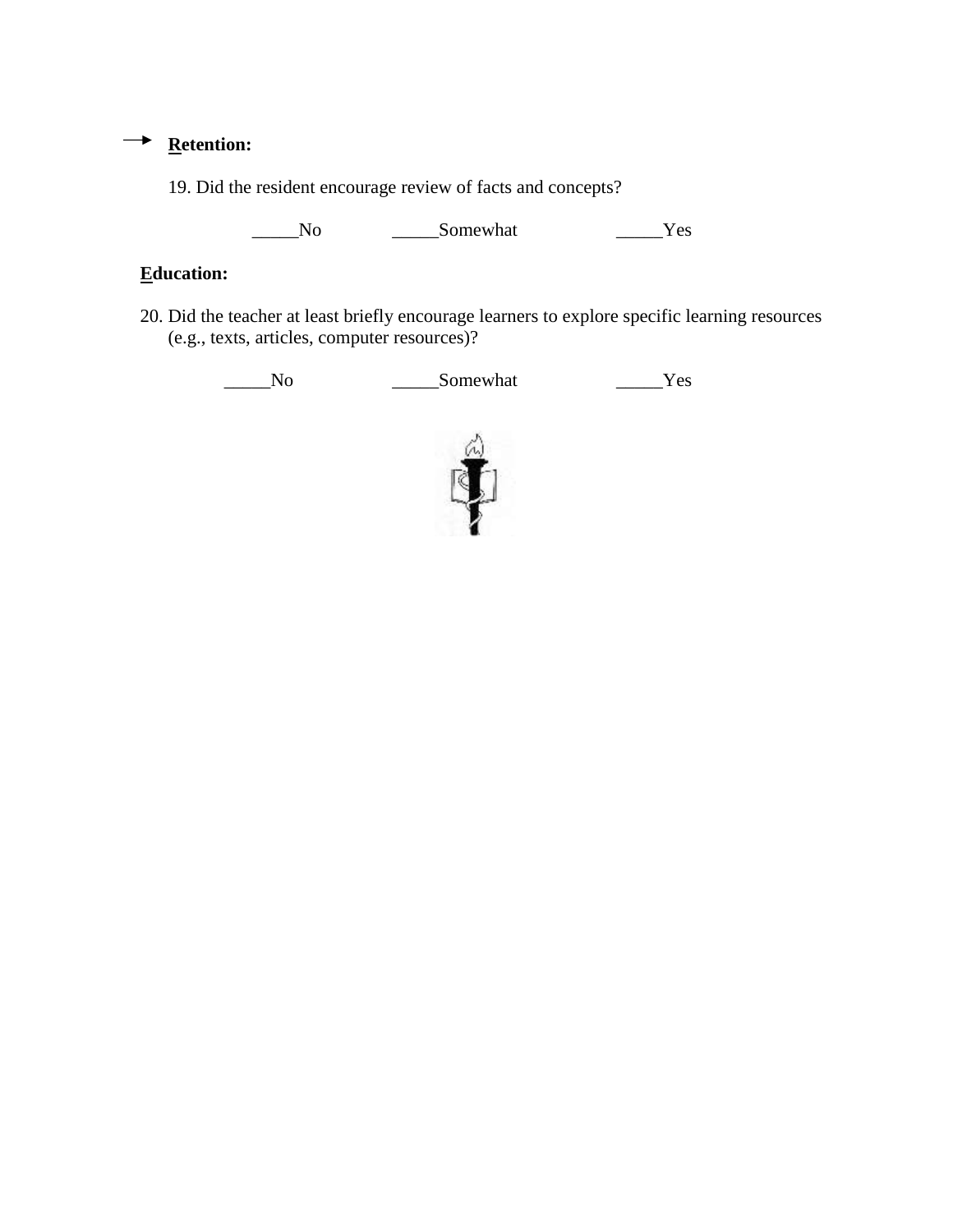→ **R̲etention:**

19. Did the resident encourage review of facts and concepts?

_____No          _____Somewhat          _____Yes

**E̲ducation:**

20. Did the teacher at least briefly encourage learners to explore specific learning resources (e.g., texts, articles, computer resources)?

_____No          _____Somewhat          _____Yes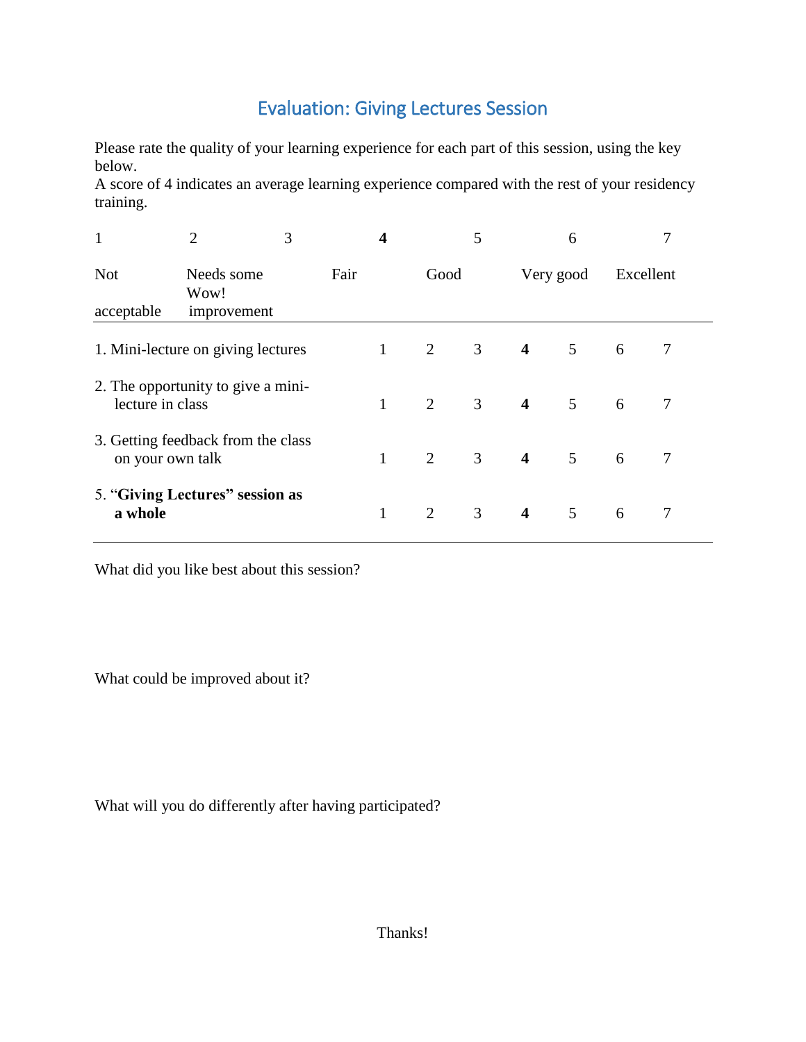# Evaluation: Giving Lectures Session

Please rate the quality of your learning experience for each part of this session, using the key below.
A score of 4 indicates an average learning experience compared with the rest of your residency training.

| 1 | 2 | 3 | **4** | 5 | 6 | 7 |
|---|---|---|---|---|---|---|
| Not acceptable | Needs some improvement | Fair | Good | Very good | Excellent | Wow! |

| | | | | | | | |
|---|---|---|---|---|---|---|---|
| 1. Mini-lecture on giving lectures | 1 | 2 | 3 | **4** | 5 | 6 | 7 |
| 2. The opportunity to give a mini-lecture in class | 1 | 2 | 3 | **4** | 5 | 6 | 7 |
| 3. Getting feedback from the class on your own talk | 1 | 2 | 3 | **4** | 5 | 6 | 7 |
| 5. “**Giving Lectures” session as a whole** | 1 | 2 | 3 | **4** | 5 | 6 | 7 |

What did you like best about this session?

What could be improved about it?

What will you do differently after having participated?

Thanks!